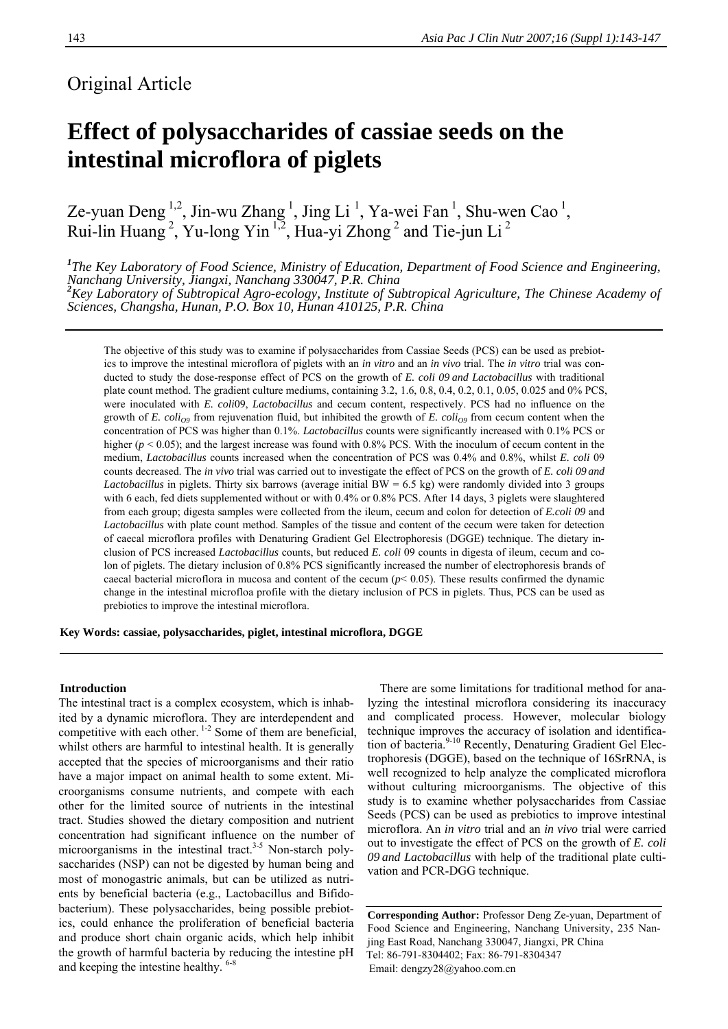Original Article

# Effect of polysaccharides of cassiae seeds on the intestinal microflora of piglets

Ze-yuan Deng [1,2], Jin-wu Zhang [1], Jing Li [1], Ya-wei Fan [1], Shu-wen Cao [1], Rui-lin Huang [2], Yu-long Yin [1,2], Hua-yi Zhong [2] and Tie-jun Li [2]

*[1]The Key Laboratory of Food Science, Ministry of Education, Department of Food Science and Engineering, Nanchang University, Jiangxi, Nanchang 330047, P.R. China*
*[2]Key Laboratory of Subtropical Agro-ecology, Institute of Subtropical Agriculture, The Chinese Academy of Sciences, Changsha, Hunan, P.O. Box 10, Hunan 410125, P.R. China*

The objective of this study was to examine if polysaccharides from Cassiae Seeds (PCS) can be used as prebiotics to improve the intestinal microflora of piglets with an *in vitro* and an *in vivo* trial. The *in vitro* trial was conducted to study the dose-response effect of PCS on the growth of *E. coli 09 and Lactobacillus* with traditional plate count method. The gradient culture mediums, containing 3.2, 1.6, 0.8, 0.4, 0.2, 0.1, 0.05, 0.025 and 0% PCS, were inoculated with *E. coli*09, *Lactobacillus* and cecum content, respectively. PCS had no influence on the growth of *E. coli*$_{O9}$ from rejuvenation fluid, but inhibited the growth of *E. coli*$_{O9}$ from cecum content when the concentration of PCS was higher than 0.1%. *Lactobacillus* counts were significantly increased with 0.1% PCS or higher ($p < 0.05$); and the largest increase was found with 0.8% PCS. With the inoculum of cecum content in the medium, *Lactobacillus* counts increased when the concentration of PCS was 0.4% and 0.8%, whilst *E. coli* 09 counts decreased. The *in vivo* trial was carried out to investigate the effect of PCS on the growth of *E. coli 09 and Lactobacillus* in piglets. Thirty six barrows (average initial BW = 6.5 kg) were randomly divided into 3 groups with 6 each, fed diets supplemented without or with 0.4% or 0.8% PCS. After 14 days, 3 piglets were slaughtered from each group; digesta samples were collected from the ileum, cecum and colon for detection of *E.coli 09* and *Lactobacillus* with plate count method. Samples of the tissue and content of the cecum were taken for detection of caecal microflora profiles with Denaturing Gradient Gel Electrophoresis (DGGE) technique. The dietary inclusion of PCS increased *Lactobacillus* counts, but reduced *E. coli* 09 counts in digesta of ileum, cecum and colon of piglets. The dietary inclusion of 0.8% PCS significantly increased the number of electrophoresis brands of caecal bacterial microflora in mucosa and content of the cecum ($p < 0.05$). These results confirmed the dynamic change in the intestinal microfloa profile with the dietary inclusion of PCS in piglets. Thus, PCS can be used as prebiotics to improve the intestinal microflora.

**Key Words: cassiae, polysaccharides, piglet, intestinal microflora, DGGE**

## Introduction

The intestinal tract is a complex ecosystem, which is inhabited by a dynamic microflora. They are interdependent and competitive with each other. [1-2] Some of them are beneficial, whilst others are harmful to intestinal health. It is generally accepted that the species of microorganisms and their ratio have a major impact on animal health to some extent. Microorganisms consume nutrients, and compete with each other for the limited source of nutrients in the intestinal tract. Studies showed the dietary composition and nutrient concentration had significant influence on the number of microorganisms in the intestinal tract.[3-5] Non-starch polysaccharides (NSP) can not be digested by human being and most of monogastric animals, but can be utilized as nutrients by beneficial bacteria (e.g., Lactobacillus and Bifidobacterium). These polysaccharides, being possible prebiotics, could enhance the proliferation of beneficial bacteria and produce short chain organic acids, which help inhibit the growth of harmful bacteria by reducing the intestine pH and keeping the intestine healthy. [6-8]

There are some limitations for traditional method for analyzing the intestinal microflora considering its inaccuracy and complicated process. However, molecular biology technique improves the accuracy of isolation and identification of bacteria.[9-10] Recently, Denaturing Gradient Gel Electrophoresis (DGGE), based on the technique of 16SrRNA, is well recognized to help analyze the complicated microflora without culturing microorganisms. The objective of this study is to examine whether polysaccharides from Cassiae Seeds (PCS) can be used as prebiotics to improve intestinal microflora. An *in vitro* trial and an *in vivo* trial were carried out to investigate the effect of PCS on the growth of *E. coli 09 and Lactobacillus* with help of the traditional plate cultivation and PCR-DGG technique.

**Corresponding Author:** Professor Deng Ze-yuan, Department of Food Science and Engineering, Nanchang University, 235 Nanjing East Road, Nanchang 330047, Jiangxi, PR China
Tel: 86-791-8304402; Fax: 86-791-8304347
Email: dengzy28@yahoo.com.cn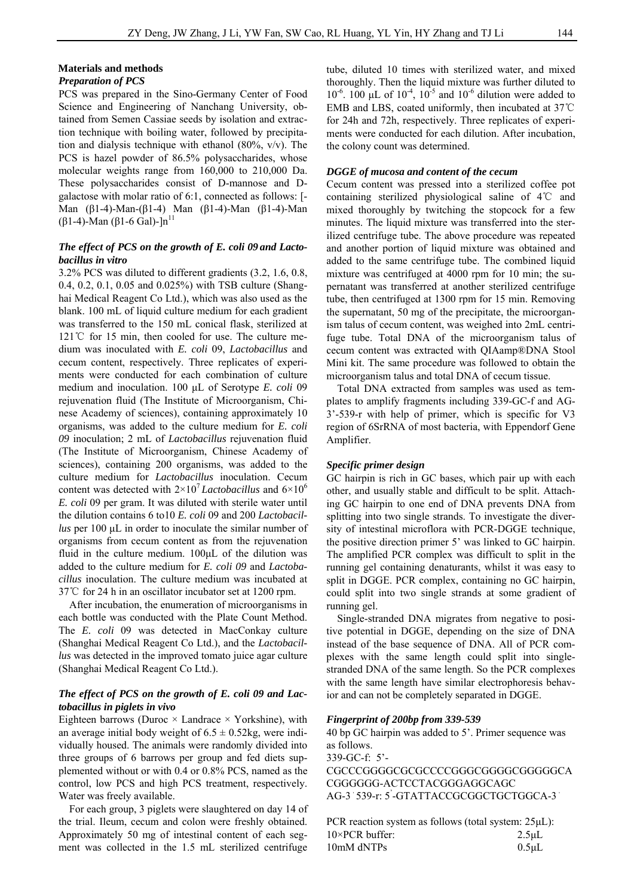## Materials and methods

### *Preparation of PCS*

PCS was prepared in the Sino-Germany Center of Food Science and Engineering of Nanchang University, obtained from Semen Cassiae seeds by isolation and extraction technique with boiling water, followed by precipitation and dialysis technique with ethanol (80%, v/v). The PCS is hazel powder of 86.5% polysaccharides, whose molecular weights range from 160,000 to 210,000 Da. These polysaccharides consist of D-mannose and D-galactose with molar ratio of 6:1, connected as follows: [-Man (β1-4)-Man-(β1-4) Man (β1-4)-Man (β1-4)-Man (β1-4)-Man (β1-6 Gal)-]n[11]

### *The effect of PCS on the growth of E. coli 09 and Lactobacillus in vitro*

3.2% PCS was diluted to different gradients (3.2, 1.6, 0.8, 0.4, 0.2, 0.1, 0.05 and 0.025%) with TSB culture (Shanghai Medical Reagent Co Ltd.), which was also used as the blank. 100 mL of liquid culture medium for each gradient was transferred to the 150 mL conical flask, sterilized at 121℃ for 15 min, then cooled for use. The culture medium was inoculated with *E. coli* 09, *Lactobacillus* and cecum content, respectively. Three replicates of experiments were conducted for each combination of culture medium and inoculation. 100 μL of Serotype *E. coli* 09 rejuvenation fluid (The Institute of Microorganism, Chinese Academy of sciences), containing approximately 10 organisms, was added to the culture medium for *E. coli 09* inoculation; 2 mL of *Lactobacillus* rejuvenation fluid (The Institute of Microorganism, Chinese Academy of sciences), containing 200 organisms, was added to the culture medium for *Lactobacillus* inoculation. Cecum content was detected with $2\times10^7$ *Lactobacillus* and $6\times10^6$ *E. coli* 09 per gram. It was diluted with sterile water until the dilution contains 6 to10 *E. coli* 09 and 200 *Lactobacillus* per 100 μL in order to inoculate the similar number of organisms from cecum content as from the rejuvenation fluid in the culture medium. 100μL of the dilution was added to the culture medium for *E. coli 09* and *Lactobacillus* inoculation. The culture medium was incubated at 37℃ for 24 h in an oscillator incubator set at 1200 rpm.

After incubation, the enumeration of microorganisms in each bottle was conducted with the Plate Count Method. The *E. coli* 09 was detected in MacConkay culture (Shanghai Medical Reagent Co Ltd.), and the *Lactobacillus* was detected in the improved tomato juice agar culture (Shanghai Medical Reagent Co Ltd.).

### *The effect of PCS on the growth of E. coli 09 and Lactobacillus in piglets in vivo*

Eighteen barrows (Duroc × Landrace × Yorkshine), with an average initial body weight of 6.5 ± 0.52kg, were individually housed. The animals were randomly divided into three groups of 6 barrows per group and fed diets supplemented without or with 0.4 or 0.8% PCS, named as the control, low PCS and high PCS treatment, respectively. Water was freely available.

For each group, 3 piglets were slaughtered on day 14 of the trial. Ileum, cecum and colon were freshly obtained. Approximately 50 mg of intestinal content of each segment was collected in the 1.5 mL sterilized centrifuge tube, diluted 10 times with sterilized water, and mixed thoroughly. Then the liquid mixture was further diluted to $10^{-6}$. 100 μL of $10^{-4}$, $10^{-5}$ and $10^{-6}$ dilution were added to EMB and LBS, coated uniformly, then incubated at 37℃ for 24h and 72h, respectively. Three replicates of experiments were conducted for each dilution. After incubation, the colony count was determined.

### *DGGE of mucosa and content of the cecum*

Cecum content was pressed into a sterilized coffee pot containing sterilized physiological saline of 4℃ and mixed thoroughly by twitching the stopcock for a few minutes. The liquid mixture was transferred into the sterilized centrifuge tube. The above procedure was repeated and another portion of liquid mixture was obtained and added to the same centrifuge tube. The combined liquid mixture was centrifuged at 4000 rpm for 10 min; the supernatant was transferred at another sterilized centrifuge tube, then centrifuged at 1300 rpm for 15 min. Removing the supernatant, 50 mg of the precipitate, the microorganism talus of cecum content, was weighed into 2mL centrifuge tube. Total DNA of the microorganism talus of cecum content was extracted with QIAamp®DNA Stool Mini kit. The same procedure was followed to obtain the microorganism talus and total DNA of cecum tissue.

Total DNA extracted from samples was used as templates to amplify fragments including 339-GC-f and AG-3'-539-r with help of primer, which is specific for V3 region of 6SrRNA of most bacteria, with Eppendorf Gene Amplifier.

### *Specific primer design*

GC hairpin is rich in GC bases, which pair up with each other, and usually stable and difficult to be split. Attaching GC hairpin to one end of DNA prevents DNA from splitting into two single strands. To investigate the diversity of intestinal microflora with PCR-DGGE technique, the positive direction primer 5' was linked to GC hairpin. The amplified PCR complex was difficult to split in the running gel containing denaturants, whilst it was easy to split in DGGE. PCR complex, containing no GC hairpin, could split into two single strands at some gradient of running gel.

Single-stranded DNA migrates from negative to positive potential in DGGE, depending on the size of DNA instead of the base sequence of DNA. All of PCR complexes with the same length could split into single-stranded DNA of the same length. So the PCR complexes with the same length have similar electrophoresis behavior and can not be completely separated in DGGE.

### *Fingerprint of 200bp from 339-539*

40 bp GC hairpin was added to 5'. Primer sequence was as follows.

339-GC-f: 5'-CGCCCGGGGCGCGCCCCGGGCGGGGCGGGGGCACGGGGGG-ACTCCTACGGGAGGCAGC AG-3' 539-r: 5'-GTATTACCGCGGCTGCTGGCA-3'

PCR reaction system as follows (total system: 25μL):

| | |
|---|---|
| 10×PCR buffer: | 2.5μL |
| 10mM dNTPs | 0.5μL |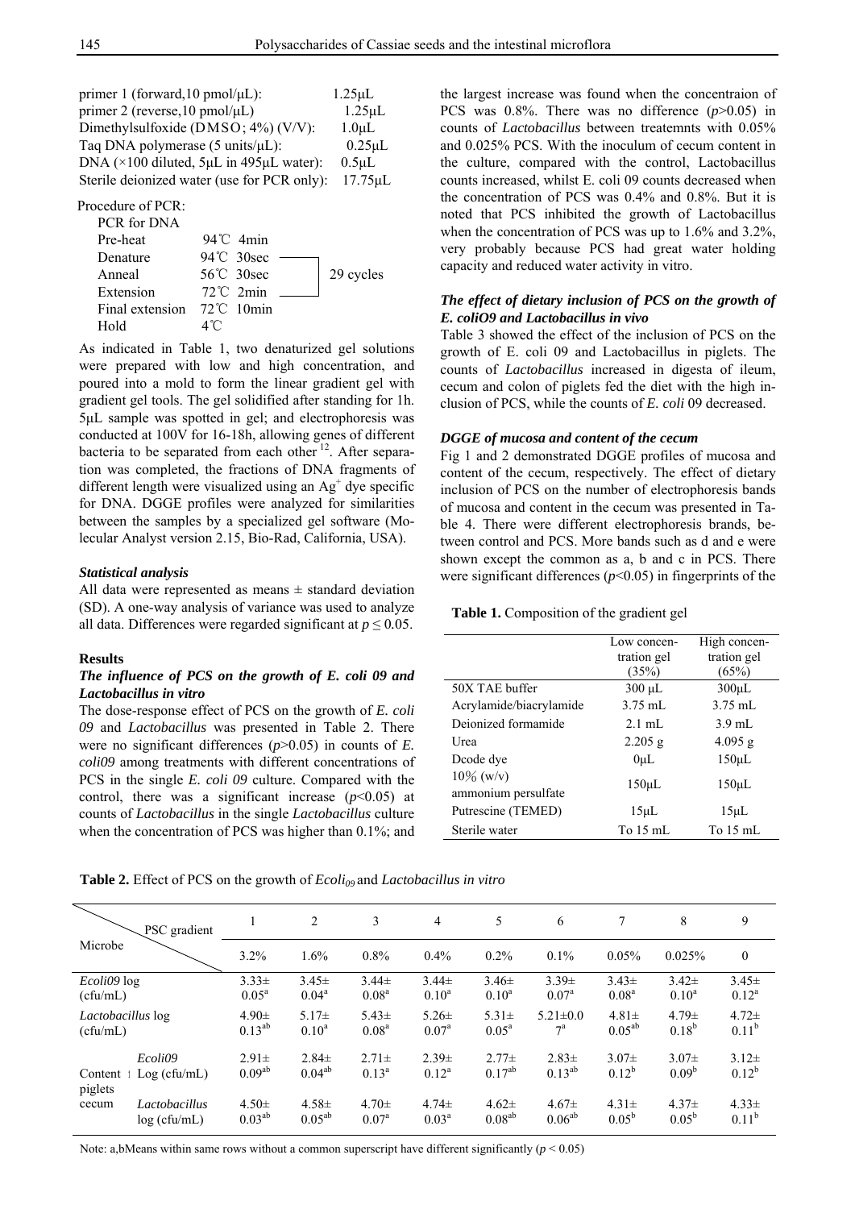primer 1 (forward,10 pmol/μL): 1.25μL
primer 2 (reverse,10 pmol/μL) 1.25μL
Dimethylsulfoxide (DMSO; 4%) (V/V): 1.0μL
Taq DNA polymerase (5 units/μL): 0.25μL
DNA (×100 diluted, 5μL in 495μL water): 0.5μL
Sterile deionized water (use for PCR only): 17.75μL

Procedure of PCR:

| PCR for DNA | | |
|---|---|---|
| Pre-heat | 94℃ 4min | |
| Denature | 94℃ 30sec | 29 cycles |
| Anneal | 56℃ 30sec | |
| Extension | 72℃ 2min | |
| Final extension | 72℃ 10min | |
| Hold | 4℃ | |

As indicated in Table 1, two denaturized gel solutions were prepared with low and high concentration, and poured into a mold to form the linear gradient gel with gradient gel tools. The gel solidified after standing for 1h. 5μL sample was spotted in gel; and electrophoresis was conducted at 100V for 16-18h, allowing genes of different bacteria to be separated from each other [12]. After separation was completed, the fractions of DNA fragments of different length were visualized using an $Ag^{+}$ dye specific for DNA. DGGE profiles were analyzed for similarities between the samples by a specialized gel software (Molecular Analyst version 2.15, Bio-Rad, California, USA).

### *Statistical analysis*

All data were represented as means ± standard deviation (SD). A one-way analysis of variance was used to analyze all data. Differences were regarded significant at $p \leq 0.05$.

## Results

### *The influence of PCS on the growth of E. coli 09 and Lactobacillus in vitro*

The dose-response effect of PCS on the growth of *E. coli 09* and *Lactobacillus* was presented in Table 2. There were no significant differences ($p$>0.05) in counts of *E. coli09* among treatments with different concentrations of PCS in the single *E. coli 09* culture. Compared with the control, there was a significant increase ($p$<0.05) at counts of *Lactobacillus* in the single *Lactobacillus* culture when the concentration of PCS was higher than 0.1%; and the largest increase was found when the concentraion of PCS was 0.8%. There was no difference ($p$>0.05) in counts of *Lactobacillus* between treatemnts with 0.05% and 0.025% PCS. With the inoculum of cecum content in the culture, compared with the control, Lactobacillus counts increased, whilst E. coli 09 counts decreased when the concentration of PCS was 0.4% and 0.8%. But it is noted that PCS inhibited the growth of Lactobacillus when the concentration of PCS was up to 1.6% and 3.2%, very probably because PCS had great water holding capacity and reduced water activity in vitro.

### *The effect of dietary inclusion of PCS on the growth of E. coliO9 and Lactobacillus in vivo*

Table 3 showed the effect of the inclusion of PCS on the growth of E. coli 09 and Lactobacillus in piglets. The counts of *Lactobacillus* increased in digesta of ileum, cecum and colon of piglets fed the diet with the high inclusion of PCS, while the counts of *E. coli* 09 decreased.

### *DGGE of mucosa and content of the cecum*

Fig 1 and 2 demonstrated DGGE profiles of mucosa and content of the cecum, respectively. The effect of dietary inclusion of PCS on the number of electrophoresis bands of mucosa and content in the cecum was presented in Table 4. There were different electrophoresis brands, between control and PCS. More bands such as d and e were shown except the common as a, b and c in PCS. There were significant differences ($p$<0.05) in fingerprints of the

**Table 1.** Composition of the gradient gel

| | Low concentration gel (35%) | High concentration gel (65%) |
|---|---|---|
| 50X TAE buffer | 300 μL | 300μL |
| Acrylamide/biacrylamide | 3.75 mL | 3.75 mL |
| Deionized formamide | 2.1 mL | 3.9 mL |
| Urea | 2.205 g | 4.095 g |
| Dcode dye | 0μL | 150μL |
| 10% (w/v) ammonium persulfate | 150μL | 150μL |
| Putrescine (TEMED) | 15μL | 15μL |
| Sterile water | To 15 mL | To 15 mL |

**Table 2.** Effect of PCS on the growth of *Ecoli$_{09}$* and *Lactobacillus in vitro*

| Microbe \ PSC gradient | | 1 | 2 | 3 | 4 | 5 | 6 | 7 | 8 | 9 |
|---|---|---|---|---|---|---|---|---|---|---|
| | | 3.2% | 1.6% | 0.8% | 0.4% | 0.2% | 0.1% | 0.05% | 0.025% | 0 |
| *Ecoli09* log (cfu/mL) | | 3.33± $0.05^{a}$ | 3.45± $0.04^{a}$ | 3.44± $0.08^{a}$ | 3.44± $0.10^{a}$ | 3.46± $0.10^{a}$ | 3.39± $0.07^{a}$ | 3.43± $0.08^{a}$ | 3.42± $0.10^{a}$ | 3.45± $0.12^{a}$ |
| *Lactobacillus* log (cfu/mL) | | 4.90± $0.13^{ab}$ | 5.17± $0.10^{a}$ | 5.43± $0.08^{a}$ | 5.26± $0.07^{a}$ | 5.31± $0.05^{a}$ | 5.21±0.0 $7^{a}$ | 4.81± $0.05^{ab}$ | 4.79± $0.18^{b}$ | 4.72± $0.11^{b}$ |
| Content of piglets cecum | *Ecoli09* Log (cfu/mL) | 2.91± $0.09^{ab}$ | 2.84± $0.04^{ab}$ | 2.71± $0.13^{a}$ | 2.39± $0.12^{a}$ | 2.77± $0.17^{ab}$ | 2.83± $0.13^{ab}$ | 3.07± $0.12^{b}$ | 3.07± $0.09^{b}$ | 3.12± $0.12^{b}$ |
| | *Lactobacillus* log (cfu/mL) | 4.50± $0.03^{ab}$ | 4.58± $0.05^{ab}$ | 4.70± $0.07^{a}$ | 4.74± $0.03^{a}$ | 4.62± $0.08^{ab}$ | 4.67± $0.06^{ab}$ | 4.31± $0.05^{b}$ | 4.37± $0.05^{b}$ | 4.33± $0.11^{b}$ |

Note: a,bMeans within same rows without a common superscript have different significantly ($p < 0.05$)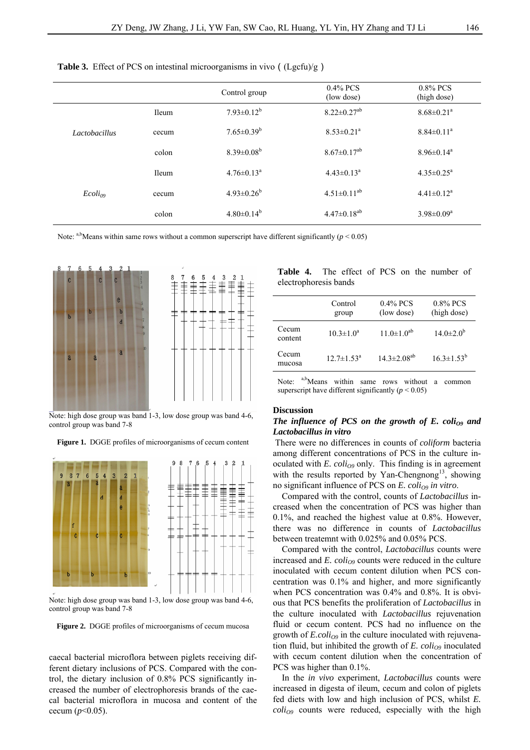**Table 3.** Effect of PCS on intestinal microorganisms in vivo（(Lgcfu)/g）

| | | Control group | 0.4% PCS (low dose) | 0.8% PCS (high dose) |
|---|---|---|---|---|
| *Lactobacillus* | Ileum | $7.93{\pm}0.12^{b}$ | $8.22{\pm}0.27^{ab}$ | $8.68{\pm}0.21^{a}$ |
| | cecum | $7.65{\pm}0.39^{b}$ | $8.53{\pm}0.21^{a}$ | $8.84{\pm}0.11^{a}$ |
| | colon | $8.39{\pm}0.08^{b}$ | $8.67{\pm}0.17^{ab}$ | $8.96{\pm}0.14^{a}$ |
| *Ecoli*$_{O9}$ | Ileum | $4.76{\pm}0.13^{a}$ | $4.43{\pm}0.13^{a}$ | $4.35{\pm}0.25^{a}$ |
| | cecum | $4.93{\pm}0.26^{b}$ | $4.51{\pm}0.11^{ab}$ | $4.41{\pm}0.12^{a}$ |
| | colon | $4.80{\pm}0.14^{b}$ | $4.47{\pm}0.18^{ab}$ | $3.98{\pm}0.09^{a}$ |

Note: a,b Means within same rows without a common superscript have different significantly ($p < 0.05$)

Note: high dose group was band 1-3, low dose group was band 4-6, control group was band 7-8

**Figure 1.** DGGE profiles of microorganisms of cecum content

Note: high dose group was band 1-3, low dose group was band 4-6, control group was band 7-8

**Figure 2.** DGGE profiles of microorganisms of cecum mucosa

caecal bacterial microflora between piglets receiving different dietary inclusions of PCS. Compared with the control, the dietary inclusion of 0.8% PCS significantly increased the number of electrophoresis brands of the caecal bacterial microflora in mucosa and content of the cecum ($p<0.05$).

**Table 4.** The effect of PCS on the number of electrophoresis bands

| | Control group | 0.4% PCS (low dose) | 0.8% PCS (high dose) |
|---|---|---|---|
| Cecum content | $10.3{\pm}1.0^{a}$ | $11.0{\pm}1.0^{ab}$ | $14.0{\pm}2.0^{b}$ |
| Cecum mucosa | $12.7{\pm}1.53^{a}$ | $14.3{\pm}2.08^{ab}$ | $16.3{\pm}1.53^{b}$ |

Note: a,b Means within same rows without a common superscript have different significantly ($p < 0.05$)

## Discussion

### *The influence of PCS on the growth of E. coli$_{O9}$ and Lactobacillus in vitro*

There were no differences in counts of *coliform* bacteria among different concentrations of PCS in the culture inoculated with *E. coli*$_{O9}$ only. This finding is in agreement with the results reported by Yan-Chengnong[13], showing no significant influence of PCS on *E. coli*$_{O9}$ *in vitro*.

Compared with the control, counts of *Lactobacillus* increased when the concentration of PCS was higher than 0.1%, and reached the highest value at 0.8%. However, there was no difference in counts of *Lactobacillus* between treatemnt with 0.025% and 0.05% PCS.

Compared with the control, *Lactobacillus* counts were increased and *E. coli*$_{O9}$ counts were reduced in the culture inoculated with cecum content dilution when PCS concentration was 0.1% and higher, and more significantly when PCS concentration was 0.4% and 0.8%. It is obvious that PCS benefits the proliferation of *Lactobacillus* in the culture inoculated with *Lactobacillus* rejuvenation fluid or cecum content. PCS had no influence on the growth of *E.coli*$_{O9}$ in the culture inoculated with rejuvenation fluid, but inhibited the growth of *E. coli*$_{O9}$ inoculated with cecum content dilution when the concentration of PCS was higher than 0.1%.

In the *in vivo* experiment, *Lactobacillus* counts were increased in digesta of ileum, cecum and colon of piglets fed diets with low and high inclusion of PCS, whilst *E. coli*$_{O9}$ counts were reduced, especially with the high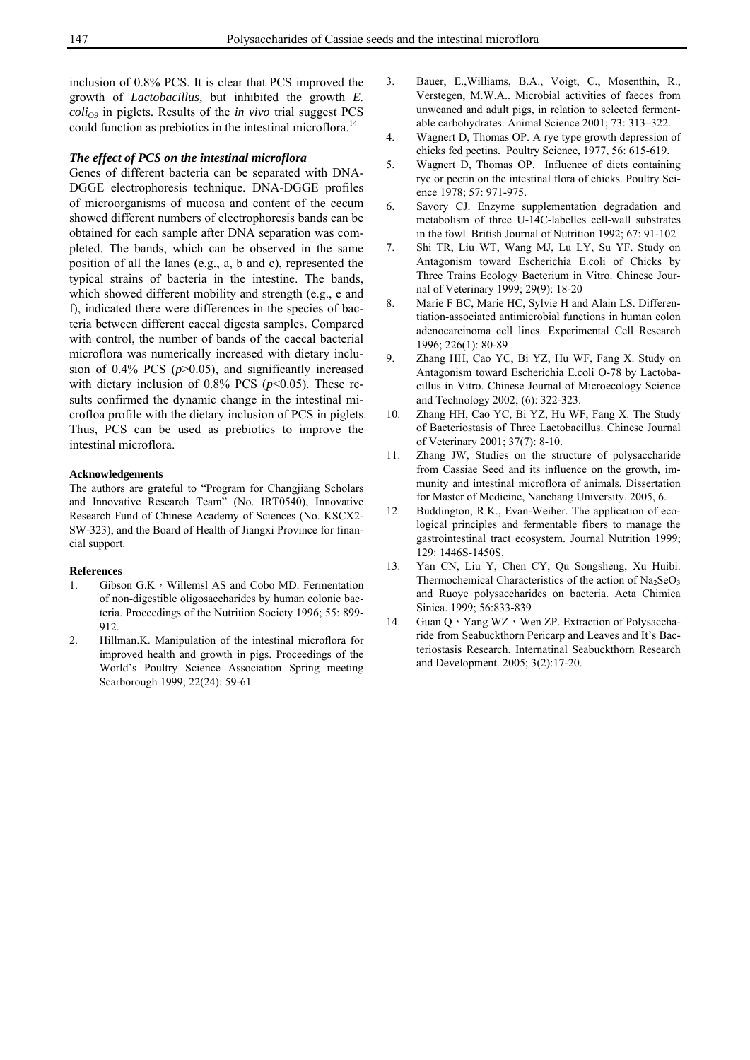inclusion of 0.8% PCS. It is clear that PCS improved the growth of *Lactobacillus,* but inhibited the growth *E. coli*$_{O9}$ in piglets. Results of the *in vivo* trial suggest PCS could function as prebiotics in the intestinal microflora.[14]

### *The effect of PCS on the intestinal microflora*

Genes of different bacteria can be separated with DNA-DGGE electrophoresis technique. DNA-DGGE profiles of microorganisms of mucosa and content of the cecum showed different numbers of electrophoresis bands can be obtained for each sample after DNA separation was completed. The bands, which can be observed in the same position of all the lanes (e.g., a, b and c), represented the typical strains of bacteria in the intestine. The bands, which showed different mobility and strength (e.g., e and f), indicated there were differences in the species of bacteria between different caecal digesta samples. Compared with control, the number of bands of the caecal bacterial microflora was numerically increased with dietary inclusion of 0.4% PCS ($p$>0.05), and significantly increased with dietary inclusion of 0.8% PCS ($p$<0.05). These results confirmed the dynamic change in the intestinal microfloa profile with the dietary inclusion of PCS in piglets. Thus, PCS can be used as prebiotics to improve the intestinal microflora.

#### Acknowledgements

The authors are grateful to "Program for Changjiang Scholars and Innovative Research Team" (No. IRT0540), Innovative Research Fund of Chinese Academy of Sciences (No. KSCX2-SW-323), and the Board of Health of Jiangxi Province for financial support.

#### References

1. Gibson G.K，Willemsl AS and Cobo MD. Fermentation of non-digestible oligosaccharides by human colonic bacteria. Proceedings of the Nutrition Society 1996; 55: 899-912.
2. Hillman.K. Manipulation of the intestinal microflora for improved health and growth in pigs. Proceedings of the World's Poultry Science Association Spring meeting Scarborough 1999; 22(24): 59-61
3. Bauer, E.,Williams, B.A., Voigt, C., Mosenthin, R., Verstegen, M.W.A.. Microbial activities of faeces from unweaned and adult pigs, in relation to selected fermentable carbohydrates. Animal Science 2001; 73: 313–322.
4. Wagnert D, Thomas OP. A rye type growth depression of chicks fed pectins. Poultry Science, 1977, 56: 615-619.
5. Wagnert D, Thomas OP. Influence of diets containing rye or pectin on the intestinal flora of chicks. Poultry Science 1978; 57: 971-975.
6. Savory CJ. Enzyme supplementation degradation and metabolism of three U-14C-labelles cell-wall substrates in the fowl. British Journal of Nutrition 1992; 67: 91-102
7. Shi TR, Liu WT, Wang MJ, Lu LY, Su YF. Study on Antagonism toward Escherichia E.coli of Chicks by Three Trains Ecology Bacterium in Vitro. Chinese Journal of Veterinary 1999; 29(9): 18-20
8. Marie F BC, Marie HC, Sylvie H and Alain LS. Differentiation-associated antimicrobial functions in human colon adenocarcinoma cell lines. Experimental Cell Research 1996; 226(1): 80-89
9. Zhang HH, Cao YC, Bi YZ, Hu WF, Fang X. Study on Antagonism toward Escherichia E.coli O-78 by Lactobacillus in Vitro. Chinese Journal of Microecology Science and Technology 2002; (6): 322-323.
10. Zhang HH, Cao YC, Bi YZ, Hu WF, Fang X. The Study of Bacteriostasis of Three Lactobacillus. Chinese Journal of Veterinary 2001; 37(7): 8-10.
11. Zhang JW, Studies on the structure of polysaccharide from Cassiae Seed and its influence on the growth, immunity and intestinal microflora of animals. Dissertation for Master of Medicine, Nanchang University. 2005, 6.
12. Buddington, R.K., Evan-Weiher. The application of ecological principles and fermentable fibers to manage the gastrointestinal tract ecosystem. Journal Nutrition 1999; 129: 1446S-1450S.
13. Yan CN, Liu Y, Chen CY, Qu Songsheng, Xu Huibi. Thermochemical Characteristics of the action of $Na_2SeO_3$ and Ruoye polysaccharides on bacteria. Acta Chimica Sinica. 1999; 56:833-839
14. Guan Q，Yang WZ，Wen ZP. Extraction of Polysaccharide from Seabuckthorn Pericarp and Leaves and It's Bacteriostasis Research. Internatinal Seabuckthorn Research and Development. 2005; 3(2):17-20.